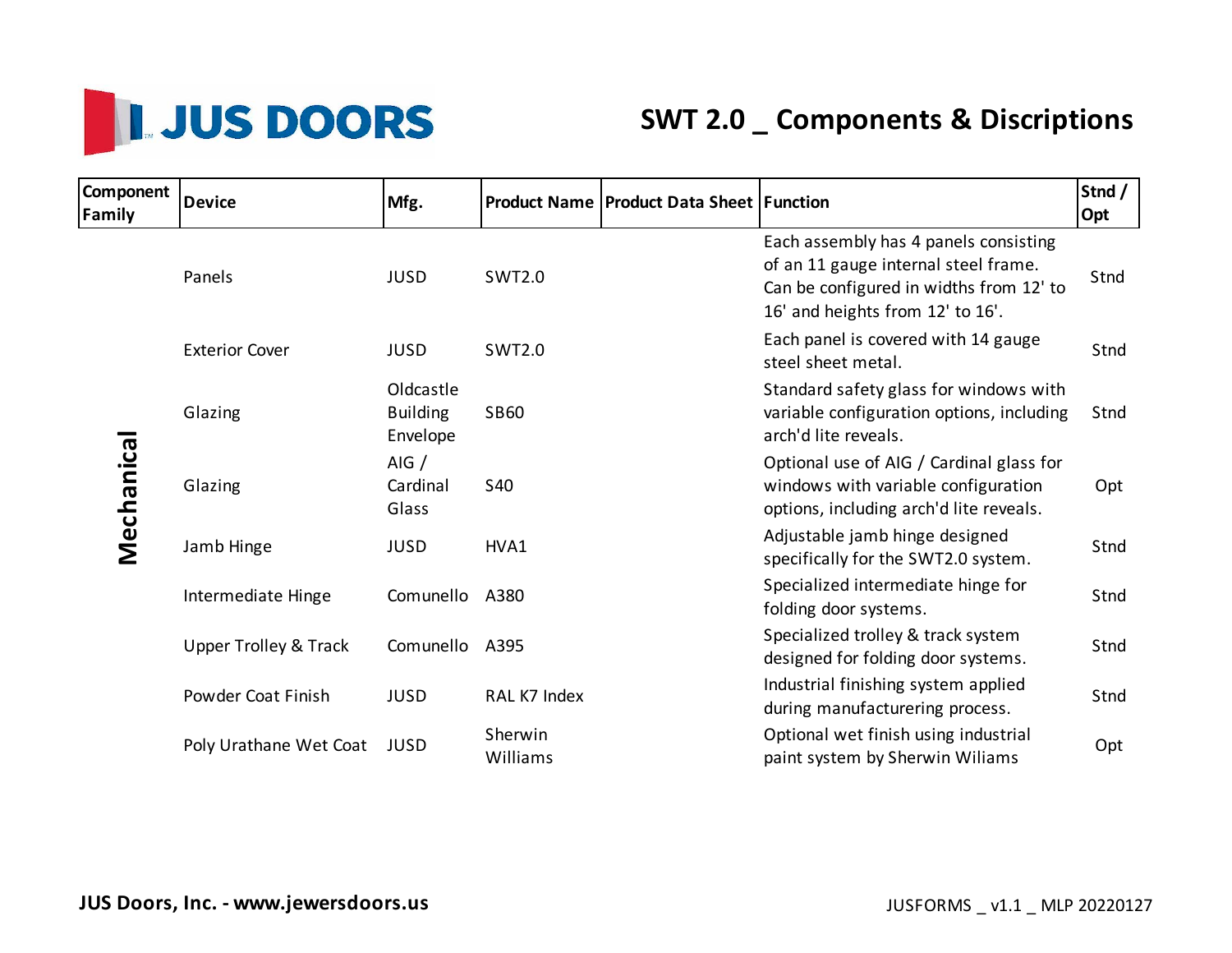# JUS DOORS

## SWT 2.0 _ Components & Discriptions

| Component Family | Device | Mfg. | Product Name | Product Data Sheet | Function | Stnd / Opt |
|---|---|---|---|---|---|---|
| Mechanical | Panels | JUSD | SWT2.0 | | Each assembly has 4 panels consisting of an 11 gauge internal steel frame. Can be configured in widths from 12' to 16' and heights from 12' to 16'. | Stnd |
| | Exterior Cover | JUSD | SWT2.0 | | Each panel is covered with 14 gauge steel sheet metal. | Stnd |
| | Glazing | Oldcastle Building Envelope | SB60 | | Standard safety glass for windows with variable configuration options, including arch'd lite reveals. | Stnd |
| | Glazing | AIG / Cardinal Glass | S40 | | Optional use of AIG / Cardinal glass for windows with variable configuration options, including arch'd lite reveals. | Opt |
| | Jamb Hinge | JUSD | HVA1 | | Adjustable jamb hinge designed specifically for the SWT2.0 system. | Stnd |
| | Intermediate Hinge | Comunello | A380 | | Specialized intermediate hinge for folding door systems. | Stnd |
| | Upper Trolley & Track | Comunello | A395 | | Specialized trolley & track system designed for folding door systems. | Stnd |
| | Powder Coat Finish | JUSD | RAL K7 Index | | Industrial finishing system applied during manufacturering process. | Stnd |
| | Poly Urathane Wet Coat | JUSD | Sherwin Williams | | Optional wet finish using industrial paint system by Sherwin Wiliams | Opt |

**JUS Doors, Inc. - www.jewersdoors.us**

JUSFORMS _ v1.1 _ MLP 20220127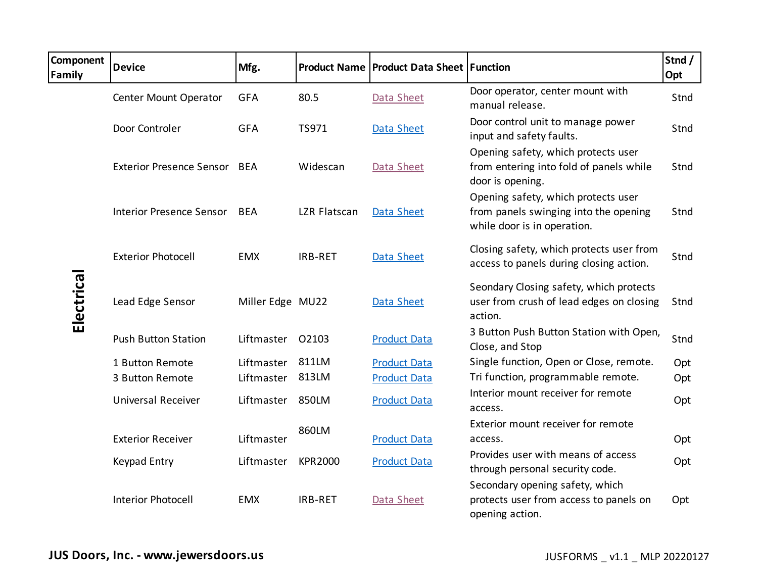| Component Family | Device | Mfg. | Product Name | Product Data Sheet | Function | Stnd / Opt |
|---|---|---|---|---|---|---|
| Electrical | Center Mount Operator | GFA | 80.5 | Data Sheet | Door operator, center mount with manual release. | Stnd |
| | Door Controler | GFA | TS971 | Data Sheet | Door control unit to manage power input and safety faults. | Stnd |
| | Exterior Presence Sensor | BEA | Widescan | Data Sheet | Opening safety, which protects user from entering into fold of panels while door is opening. | Stnd |
| | Interior Presence Sensor | BEA | LZR Flatscan | Data Sheet | Opening safety, which protects user from panels swinging into the opening while door is in operation. | Stnd |
| | Exterior Photocell | EMX | IRB-RET | Data Sheet | Closing safety, which protects user from access to panels during closing action. | Stnd |
| | Lead Edge Sensor | Miller Edge | MU22 | Data Sheet | Seondary Closing safety, which protects user from crush of lead edges on closing action. | Stnd |
| | Push Button Station | Liftmaster | O2103 | Product Data | 3 Button Push Button Station with Open, Close, and Stop | Stnd |
| | 1 Button Remote | Liftmaster | 811LM | Product Data | Single function, Open or Close, remote. | Opt |
| | 3 Button Remote | Liftmaster | 813LM | Product Data | Tri function, programmable remote. | Opt |
| | Universal Receiver | Liftmaster | 850LM | Product Data | Interior mount receiver for remote access. | Opt |
| | Exterior Receiver | Liftmaster | 860LM | Product Data | Exterior mount receiver for remote access. | Opt |
| | Keypad Entry | Liftmaster | KPR2000 | Product Data | Provides user with means of access through personal security code. | Opt |
| | Interior Photocell | EMX | IRB-RET | Data Sheet | Secondary opening safety, which protects user from access to panels on opening action. | Opt |

**JUS Doors, Inc. - www.jewersdoors.us**

JUSFORMS _ v1.1 _ MLP 20220127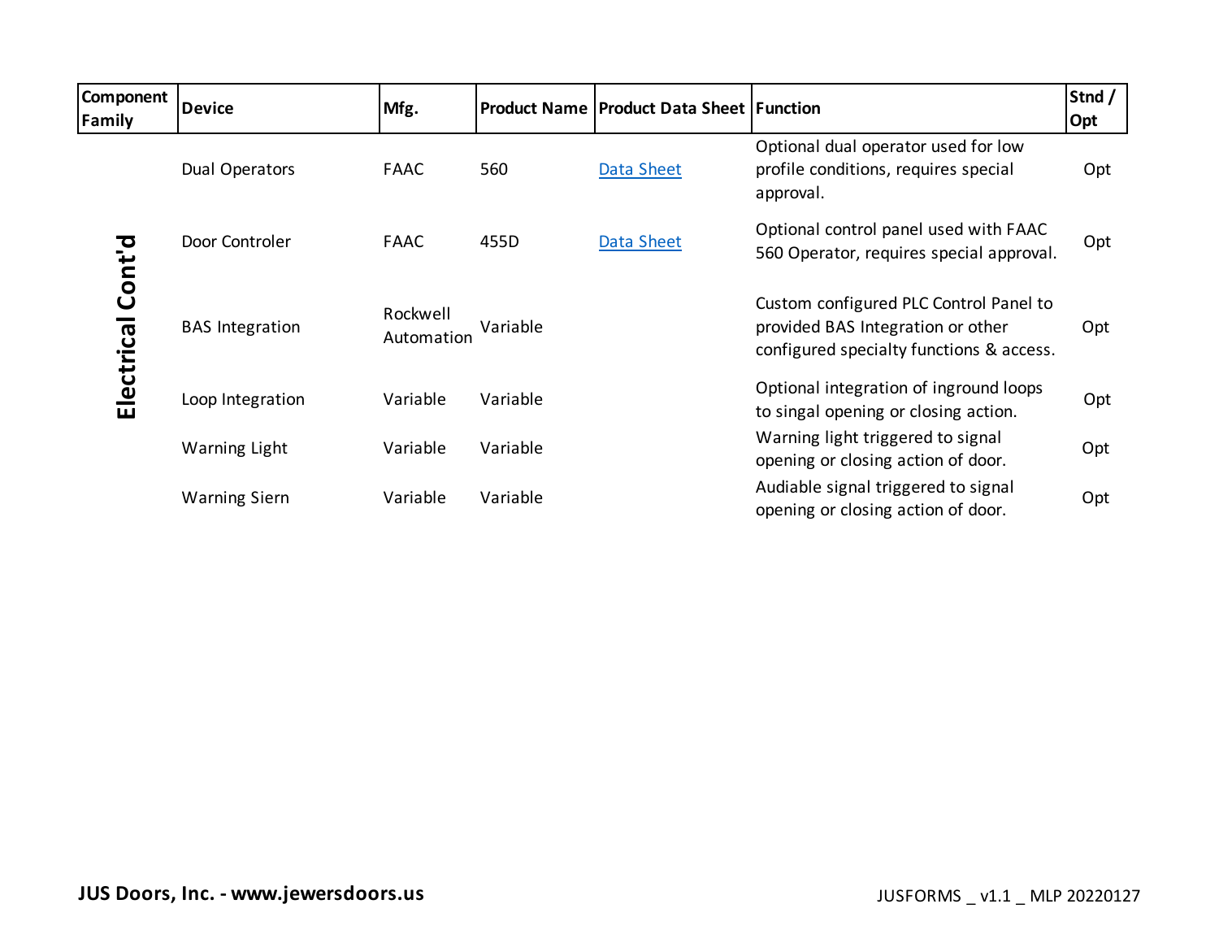| Component Family | Device | Mfg. | Product Name | Product Data Sheet | Function | Stnd / Opt |
|---|---|---|---|---|---|---|
| Electrical Cont'd | Dual Operators | FAAC | 560 | Data Sheet | Optional dual operator used for low profile conditions, requires special approval. | Opt |
| | Door Controler | FAAC | 455D | Data Sheet | Optional control panel used with FAAC 560 Operator, requires special approval. | Opt |
| | BAS Integration | Rockwell Automation | Variable | | Custom configured PLC Control Panel to provided BAS Integration or other configured specialty functions & access. | Opt |
| | Loop Integration | Variable | Variable | | Optional integration of inground loops to singal opening or closing action. | Opt |
| | Warning Light | Variable | Variable | | Warning light triggered to signal opening or closing action of door. | Opt |
| | Warning Siern | Variable | Variable | | Audiable signal triggered to signal opening or closing action of door. | Opt |

**JUS Doors, Inc. - www.jewersdoors.us**

JUSFORMS _ v1.1 _ MLP 20220127